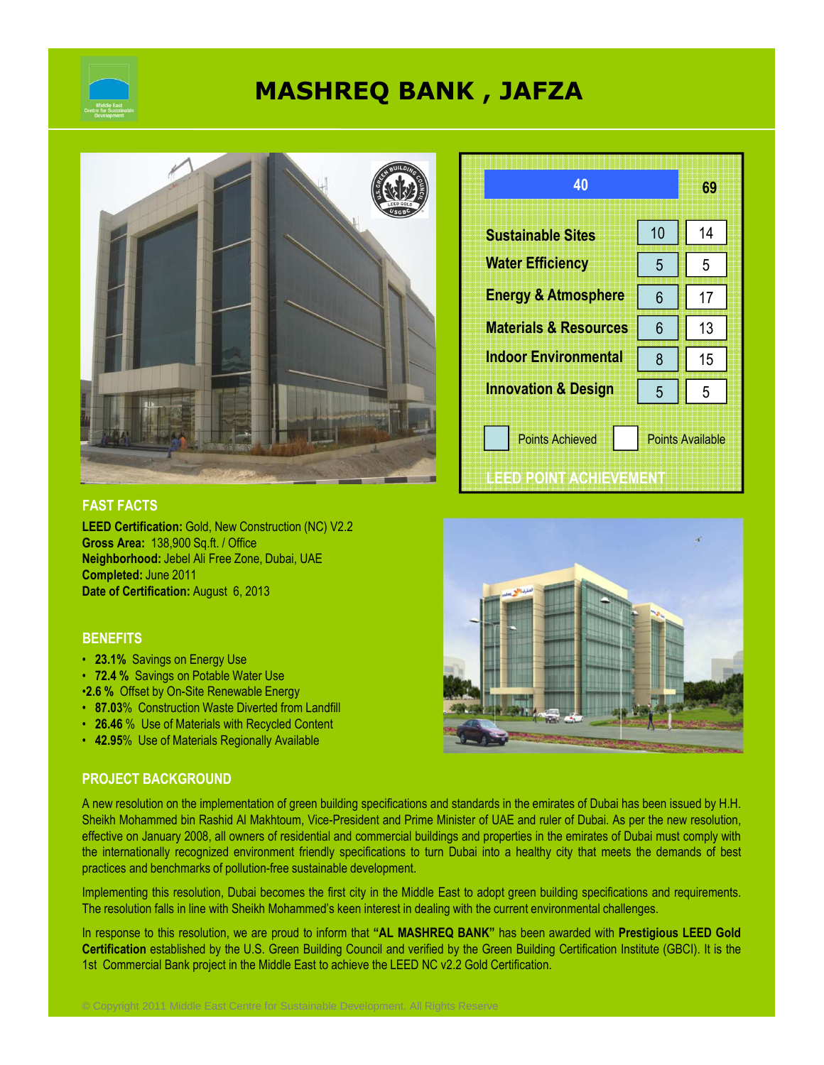# MASHREQ BANK , JAFZA

| | Points Achieved | Points Available |
|---|---|---|
| | 40 | 69 |
| Sustainable Sites | 10 | 14 |
| Water Efficiency | 5 | 5 |
| Energy & Atmosphere | 6 | 17 |
| Materials & Resources | 6 | 13 |
| Indoor Environmental | 8 | 15 |
| Innovation & Design | 5 | 5 |

LEED POINT ACHIEVEMENT

## FAST FACTS

**LEED Certification:** Gold, New Construction (NC) V2.2
**Gross Area:** 138,900 Sq.ft. / Office
**Neighborhood:** Jebel Ali Free Zone, Dubai, UAE
**Completed:** June 2011
**Date of Certification:** August 6, 2013

## BENEFITS

- **23.1%** Savings on Energy Use
- **72.4 %** Savings on Potable Water Use
- **2.6 %** Offset by On-Site Renewable Energy
- **87.03**% Construction Waste Diverted from Landfill
- **26.46** % Use of Materials with Recycled Content
- **42.95**% Use of Materials Regionally Available

## PROJECT BACKGROUND

A new resolution on the implementation of green building specifications and standards in the emirates of Dubai has been issued by H.H. Sheikh Mohammed bin Rashid Al Makhtoum, Vice-President and Prime Minister of UAE and ruler of Dubai. As per the new resolution, effective on January 2008, all owners of residential and commercial buildings and properties in the emirates of Dubai must comply with the internationally recognized environment friendly specifications to turn Dubai into a healthy city that meets the demands of best practices and benchmarks of pollution-free sustainable development.

Implementing this resolution, Dubai becomes the first city in the Middle East to adopt green building specifications and requirements. The resolution falls in line with Sheikh Mohammed's keen interest in dealing with the current environmental challenges.

In response to this resolution, we are proud to inform that **"AL MASHREQ BANK"** has been awarded with **Prestigious LEED Gold Certification** established by the U.S. Green Building Council and verified by the Green Building Certification Institute (GBCI). It is the 1st Commercial Bank project in the Middle East to achieve the LEED NC v2.2 Gold Certification.

© Copyright 2011 Middle East Centre for Sustainable Development. All Rights Reserve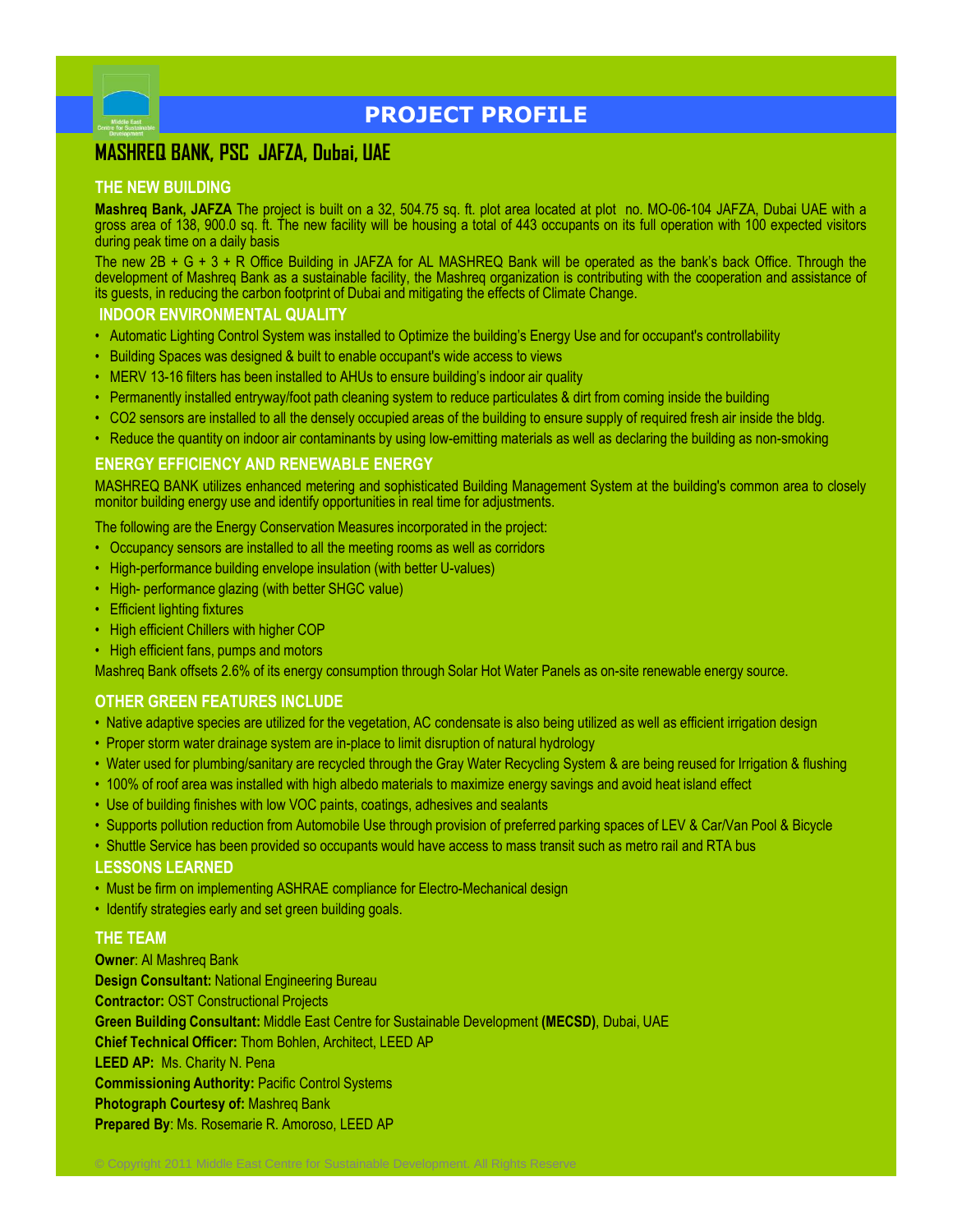# PROJECT PROFILE

## MASHREQ BANK, PSC JAFZA, Dubai, UAE

### THE NEW BUILDING

**Mashreq Bank, JAFZA** The project is built on a 32, 504.75 sq. ft. plot area located at plot no. MO-06-104 JAFZA, Dubai UAE with a gross area of 138, 900.0 sq. ft. The new facility will be housing a total of 443 occupants on its full operation with 100 expected visitors during peak time on a daily basis

The new 2B + G + 3 + R Office Building in JAFZA for AL MASHREQ Bank will be operated as the bank's back Office. Through the development of Mashreq Bank as a sustainable facility, the Mashreq organization is contributing with the cooperation and assistance of its guests, in reducing the carbon footprint of Dubai and mitigating the effects of Climate Change.

### INDOOR ENVIRONMENTAL QUALITY

- Automatic Lighting Control System was installed to Optimize the building's Energy Use and for occupant's controllability
- Building Spaces was designed & built to enable occupant's wide access to views
- MERV 13-16 filters has been installed to AHUs to ensure building's indoor air quality
- Permanently installed entryway/foot path cleaning system to reduce particulates & dirt from coming inside the building
- $CO_2$ sensors are installed to all the densely occupied areas of the building to ensure supply of required fresh air inside the bldg.
- Reduce the quantity on indoor air contaminants by using low-emitting materials as well as declaring the building as non-smoking

### ENERGY EFFICIENCY AND RENEWABLE ENERGY

MASHREQ BANK utilizes enhanced metering and sophisticated Building Management System at the building's common area to closely monitor building energy use and identify opportunities in real time for adjustments.

The following are the Energy Conservation Measures incorporated in the project:

- Occupancy sensors are installed to all the meeting rooms as well as corridors
- High-performance building envelope insulation (with better U-values)
- High- performance glazing (with better SHGC value)
- Efficient lighting fixtures
- High efficient Chillers with higher COP
- High efficient fans, pumps and motors

Mashreq Bank offsets 2.6% of its energy consumption through Solar Hot Water Panels as on-site renewable energy source.

### OTHER GREEN FEATURES INCLUDE

- Native adaptive species are utilized for the vegetation, AC condensate is also being utilized as well as efficient irrigation design
- Proper storm water drainage system are in-place to limit disruption of natural hydrology
- Water used for plumbing/sanitary are recycled through the Gray Water Recycling System & are being reused for Irrigation & flushing
- 100% of roof area was installed with high albedo materials to maximize energy savings and avoid heat island effect
- Use of building finishes with low VOC paints, coatings, adhesives and sealants
- Supports pollution reduction from Automobile Use through provision of preferred parking spaces of LEV & Car/Van Pool & Bicycle
- Shuttle Service has been provided so occupants would have access to mass transit such as metro rail and RTA bus

### LESSONS LEARNED

- Must be firm on implementing ASHRAE compliance for Electro-Mechanical design
- Identify strategies early and set green building goals.

### THE TEAM

**Owner**: Al Mashreq Bank
**Design Consultant:** National Engineering Bureau
**Contractor:** OST Constructional Projects
**Green Building Consultant:** Middle East Centre for Sustainable Development **(MECSD)**, Dubai, UAE
**Chief Technical Officer:** Thom Bohlen, Architect, LEED AP
**LEED AP:** Ms. Charity N. Pena
**Commissioning Authority:** Pacific Control Systems
**Photograph Courtesy of:** Mashreq Bank
**Prepared By**: Ms. Rosemarie R. Amoroso, LEED AP

© Copyright 2011 Middle East Centre for Sustainable Development. All Rights Reserve